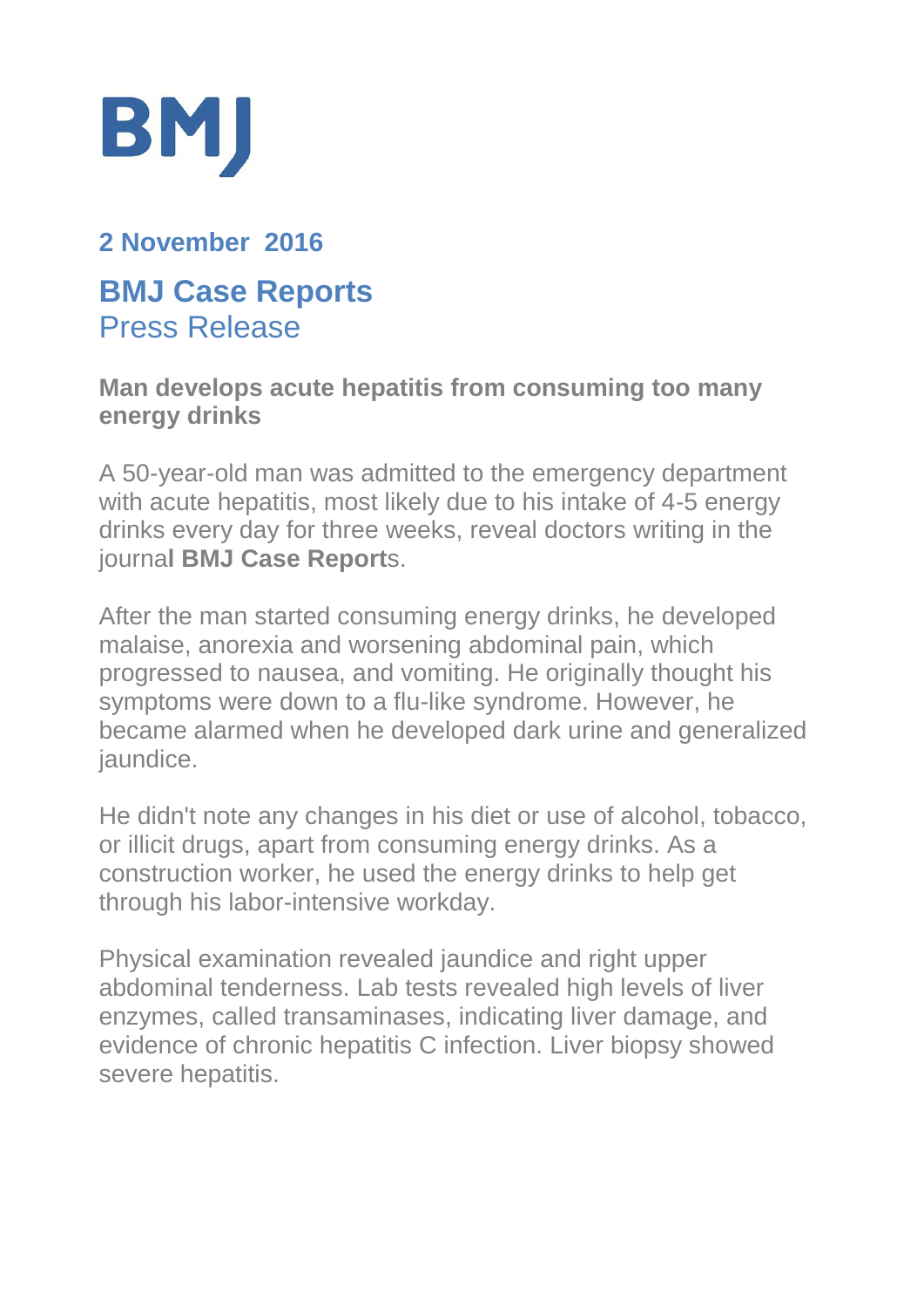# BMJ

**2 November 2016**

## BMJ Case Reports
Press Release

**Man develops acute hepatitis from consuming too many energy drinks**

A 50-year-old man was admitted to the emergency department with acute hepatitis, most likely due to his intake of 4-5 energy drinks every day for three weeks, reveal doctors writing in the journa**l BMJ Case Report**s.

After the man started consuming energy drinks, he developed malaise, anorexia and worsening abdominal pain, which progressed to nausea, and vomiting. He originally thought his symptoms were down to a flu-like syndrome. However, he became alarmed when he developed dark urine and generalized jaundice.

He didn't note any changes in his diet or use of alcohol, tobacco, or illicit drugs, apart from consuming energy drinks. As a construction worker, he used the energy drinks to help get through his labor-intensive workday.

Physical examination revealed jaundice and right upper abdominal tenderness. Lab tests revealed high levels of liver enzymes, called transaminases, indicating liver damage, and evidence of chronic hepatitis C infection. Liver biopsy showed severe hepatitis.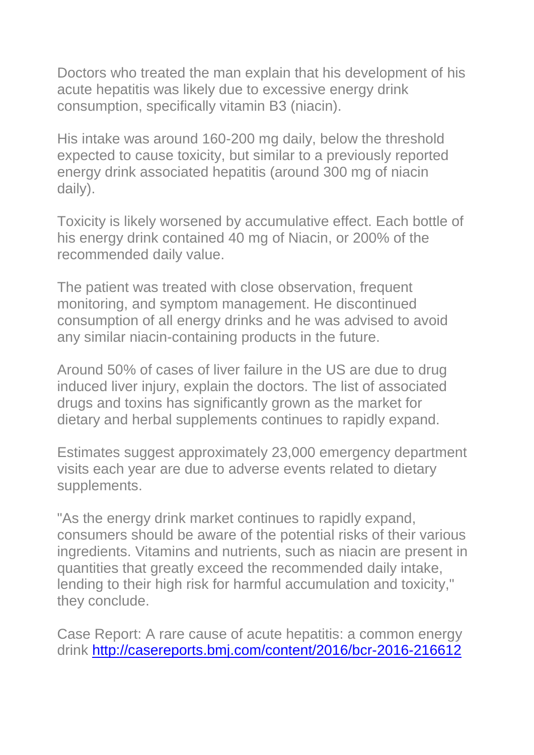Doctors who treated the man explain that his development of his acute hepatitis was likely due to excessive energy drink consumption, specifically vitamin B3 (niacin).

His intake was around 160-200 mg daily, below the threshold expected to cause toxicity, but similar to a previously reported energy drink associated hepatitis (around 300 mg of niacin daily).

Toxicity is likely worsened by accumulative effect. Each bottle of his energy drink contained 40 mg of Niacin, or 200% of the recommended daily value.

The patient was treated with close observation, frequent monitoring, and symptom management. He discontinued consumption of all energy drinks and he was advised to avoid any similar niacin-containing products in the future.

Around 50% of cases of liver failure in the US are due to drug induced liver injury, explain the doctors. The list of associated drugs and toxins has significantly grown as the market for dietary and herbal supplements continues to rapidly expand.

Estimates suggest approximately 23,000 emergency department visits each year are due to adverse events related to dietary supplements.

"As the energy drink market continues to rapidly expand, consumers should be aware of the potential risks of their various ingredients. Vitamins and nutrients, such as niacin are present in quantities that greatly exceed the recommended daily intake, lending to their high risk for harmful accumulation and toxicity," they conclude.

Case Report: A rare cause of acute hepatitis: a common energy drink [http://casereports.bmj.com/content/2016/bcr-2016-216612](http://casereports.bmj.com/content/2016/bcr-2016-216612)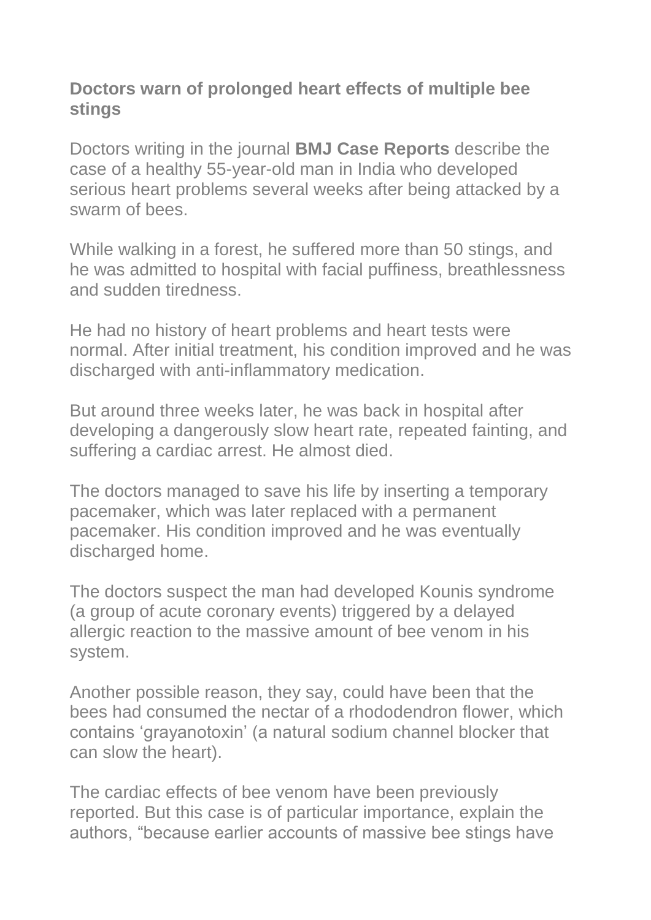**Doctors warn of prolonged heart effects of multiple bee stings**

Doctors writing in the journal **BMJ Case Reports** describe the case of a healthy 55-year-old man in India who developed serious heart problems several weeks after being attacked by a swarm of bees.

While walking in a forest, he suffered more than 50 stings, and he was admitted to hospital with facial puffiness, breathlessness and sudden tiredness.

He had no history of heart problems and heart tests were normal. After initial treatment, his condition improved and he was discharged with anti-inflammatory medication.

But around three weeks later, he was back in hospital after developing a dangerously slow heart rate, repeated fainting, and suffering a cardiac arrest. He almost died.

The doctors managed to save his life by inserting a temporary pacemaker, which was later replaced with a permanent pacemaker. His condition improved and he was eventually discharged home.

The doctors suspect the man had developed Kounis syndrome (a group of acute coronary events) triggered by a delayed allergic reaction to the massive amount of bee venom in his system.

Another possible reason, they say, could have been that the bees had consumed the nectar of a rhododendron flower, which contains ‘grayanotoxin’ (a natural sodium channel blocker that can slow the heart).

The cardiac effects of bee venom have been previously reported. But this case is of particular importance, explain the authors, “because earlier accounts of massive bee stings have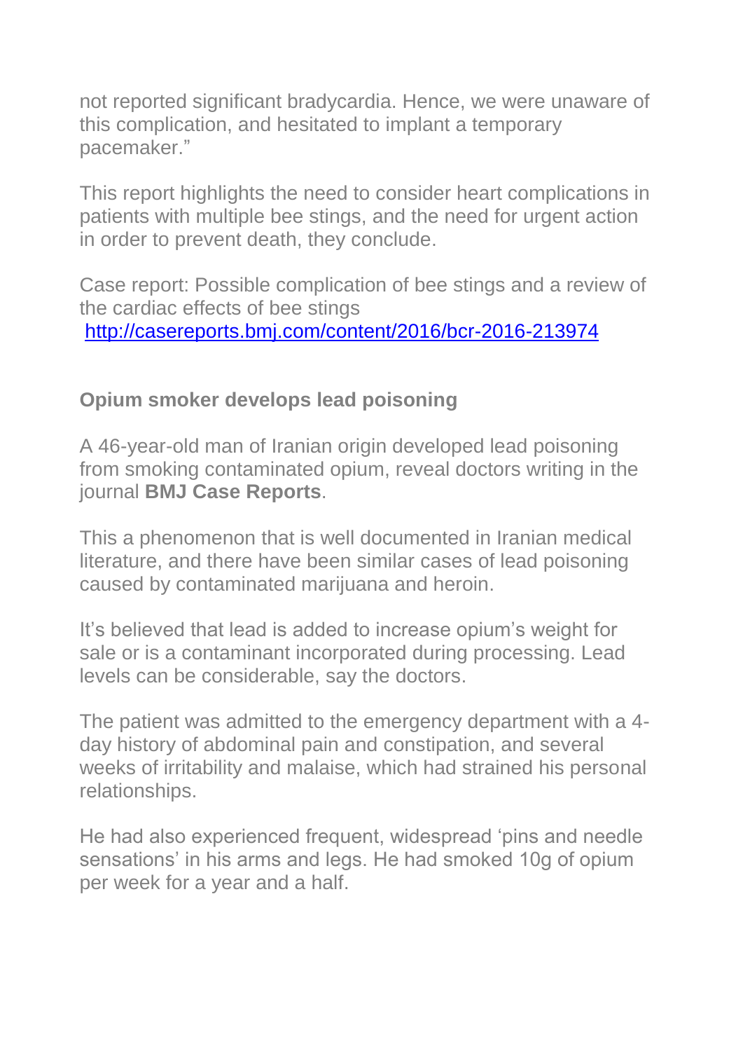not reported significant bradycardia. Hence, we were unaware of this complication, and hesitated to implant a temporary pacemaker."

This report highlights the need to consider heart complications in patients with multiple bee stings, and the need for urgent action in order to prevent death, they conclude.

Case report: Possible complication of bee stings and a review of the cardiac effects of bee stings
http://casereports.bmj.com/content/2016/bcr-2016-213974

**Opium smoker develops lead poisoning**

A 46-year-old man of Iranian origin developed lead poisoning from smoking contaminated opium, reveal doctors writing in the journal **BMJ Case Reports**.

This a phenomenon that is well documented in Iranian medical literature, and there have been similar cases of lead poisoning caused by contaminated marijuana and heroin.

It's believed that lead is added to increase opium's weight for sale or is a contaminant incorporated during processing. Lead levels can be considerable, say the doctors.

The patient was admitted to the emergency department with a 4-day history of abdominal pain and constipation, and several weeks of irritability and malaise, which had strained his personal relationships.

He had also experienced frequent, widespread 'pins and needle sensations' in his arms and legs. He had smoked 10g of opium per week for a year and a half.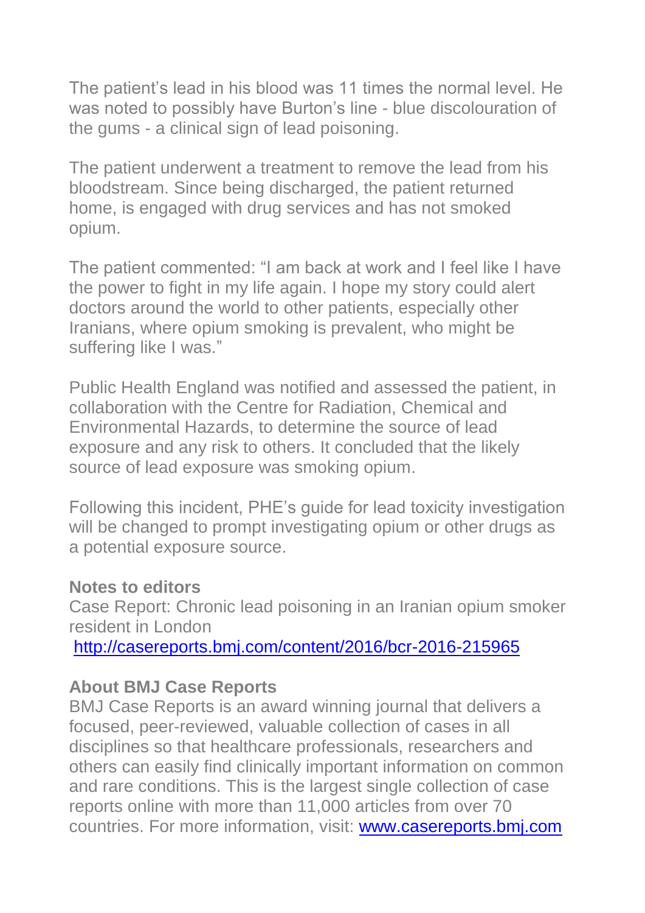The patient's lead in his blood was 11 times the normal level. He was noted to possibly have Burton's line - blue discolouration of the gums - a clinical sign of lead poisoning.

The patient underwent a treatment to remove the lead from his bloodstream. Since being discharged, the patient returned home, is engaged with drug services and has not smoked opium.

The patient commented: "I am back at work and I feel like I have the power to fight in my life again. I hope my story could alert doctors around the world to other patients, especially other Iranians, where opium smoking is prevalent, who might be suffering like I was."

Public Health England was notified and assessed the patient, in collaboration with the Centre for Radiation, Chemical and Environmental Hazards, to determine the source of lead exposure and any risk to others. It concluded that the likely source of lead exposure was smoking opium.

Following this incident, PHE's guide for lead toxicity investigation will be changed to prompt investigating opium or other drugs as a potential exposure source.

**Notes to editors**

Case Report: Chronic lead poisoning in an Iranian opium smoker resident in London
[http://casereports.bmj.com/content/2016/bcr-2016-215965](http://casereports.bmj.com/content/2016/bcr-2016-215965)

**About BMJ Case Reports**

BMJ Case Reports is an award winning journal that delivers a focused, peer-reviewed, valuable collection of cases in all disciplines so that healthcare professionals, researchers and others can easily find clinically important information on common and rare conditions. This is the largest single collection of case reports online with more than 11,000 articles from over 70 countries. For more information, visit: [www.casereports.bmj.com](http://www.casereports.bmj.com)